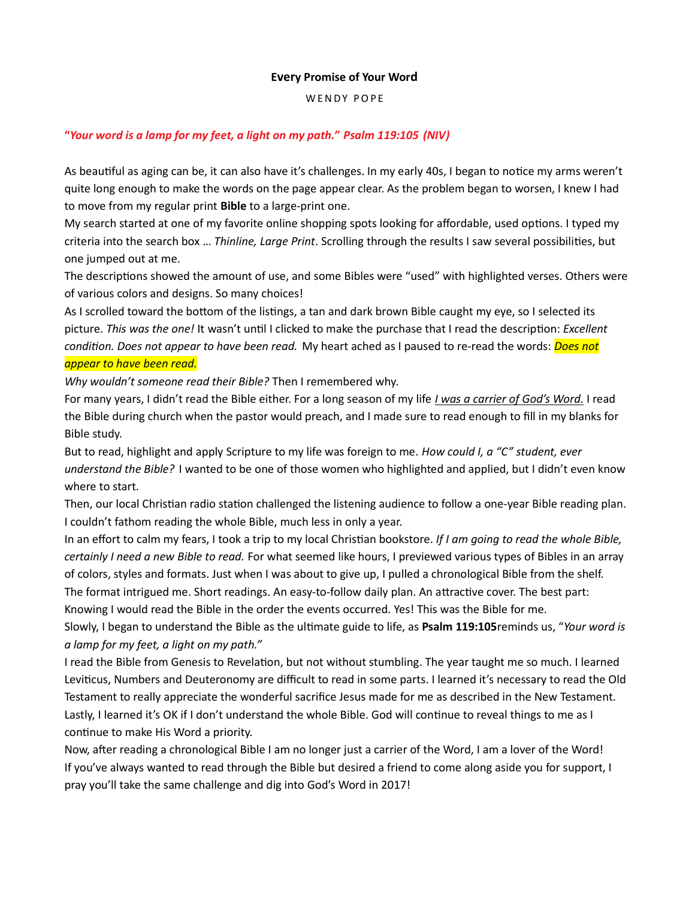**Every Promise of Your Word**

WENDY POPE

***"Your word is a lamp for my feet, a light on my path." Psalm 119:105 (NIV)***

As beautiful as aging can be, it can also have it's challenges. In my early 40s, I began to notice my arms weren't quite long enough to make the words on the page appear clear. As the problem began to worsen, I knew I had to move from my regular print **Bible** to a large-print one.

My search started at one of my favorite online shopping spots looking for affordable, used options. I typed my criteria into the search box … *Thinline, Large Print*. Scrolling through the results I saw several possibilities, but one jumped out at me.

The descriptions showed the amount of use, and some Bibles were "used" with highlighted verses. Others were of various colors and designs. So many choices!

As I scrolled toward the bottom of the listings, a tan and dark brown Bible caught my eye, so I selected its picture. *This was the one!* It wasn't until I clicked to make the purchase that I read the description: *Excellent condition. Does not appear to have been read.* My heart ached as I paused to re-read the words: *Does not appear to have been read.*

*Why wouldn't someone read their Bible?* Then I remembered why.

For many years, I didn't read the Bible either. For a long season of my life *I was a carrier of God's Word.* I read the Bible during church when the pastor would preach, and I made sure to read enough to fill in my blanks for Bible study.

But to read, highlight and apply Scripture to my life was foreign to me. *How could I, a "C" student, ever understand the Bible?* I wanted to be one of those women who highlighted and applied, but I didn't even know where to start.

Then, our local Christian radio station challenged the listening audience to follow a one-year Bible reading plan. I couldn't fathom reading the whole Bible, much less in only a year.

In an effort to calm my fears, I took a trip to my local Christian bookstore. *If I am going to read the whole Bible, certainly I need a new Bible to read.* For what seemed like hours, I previewed various types of Bibles in an array of colors, styles and formats. Just when I was about to give up, I pulled a chronological Bible from the shelf. The format intrigued me. Short readings. An easy-to-follow daily plan. An attractive cover. The best part: Knowing I would read the Bible in the order the events occurred. Yes! This was the Bible for me.

Slowly, I began to understand the Bible as the ultimate guide to life, as **Psalm 119:105**reminds us, "*Your word is a lamp for my feet, a light on my path.*"

I read the Bible from Genesis to Revelation, but not without stumbling. The year taught me so much. I learned Leviticus, Numbers and Deuteronomy are difficult to read in some parts. I learned it's necessary to read the Old Testament to really appreciate the wonderful sacrifice Jesus made for me as described in the New Testament. Lastly, I learned it's OK if I don't understand the whole Bible. God will continue to reveal things to me as I continue to make His Word a priority.

Now, after reading a chronological Bible I am no longer just a carrier of the Word, I am a lover of the Word!

If you've always wanted to read through the Bible but desired a friend to come along aside you for support, I pray you'll take the same challenge and dig into God's Word in 2017!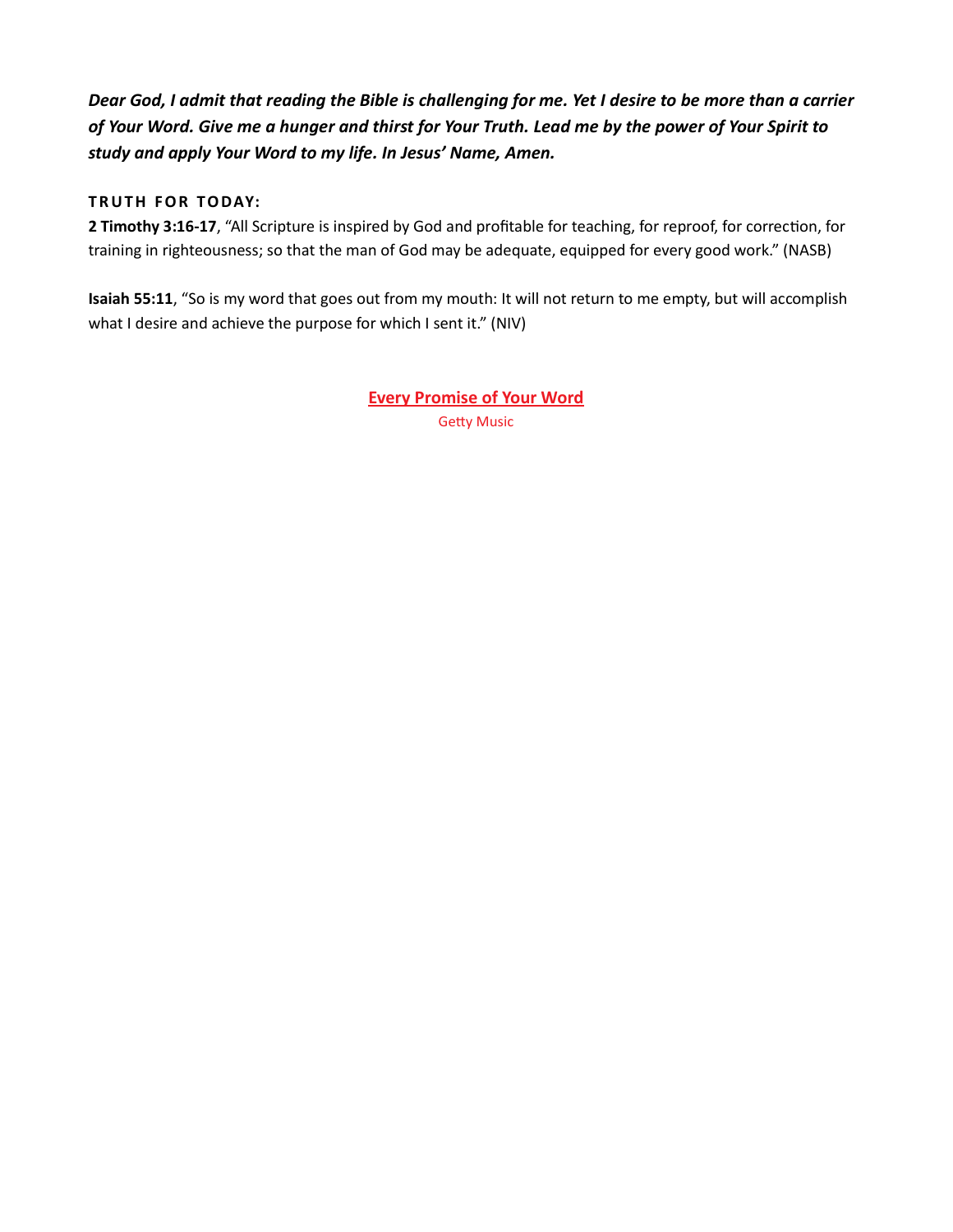***Dear God, I admit that reading the Bible is challenging for me. Yet I desire to be more than a carrier of Your Word. Give me a hunger and thirst for Your Truth. Lead me by the power of Your Spirit to study and apply Your Word to my life. In Jesus' Name, Amen.***

**TRUTH FOR TODAY:**

**2 Timothy 3:16-17**, "All Scripture is inspired by God and profitable for teaching, for reproof, for correction, for training in righteousness; so that the man of God may be adequate, equipped for every good work." (NASB)

**Isaiah 55:11**, "So is my word that goes out from my mouth: It will not return to me empty, but will accomplish what I desire and achieve the purpose for which I sent it." (NIV)

**Every Promise of Your Word**

Getty Music